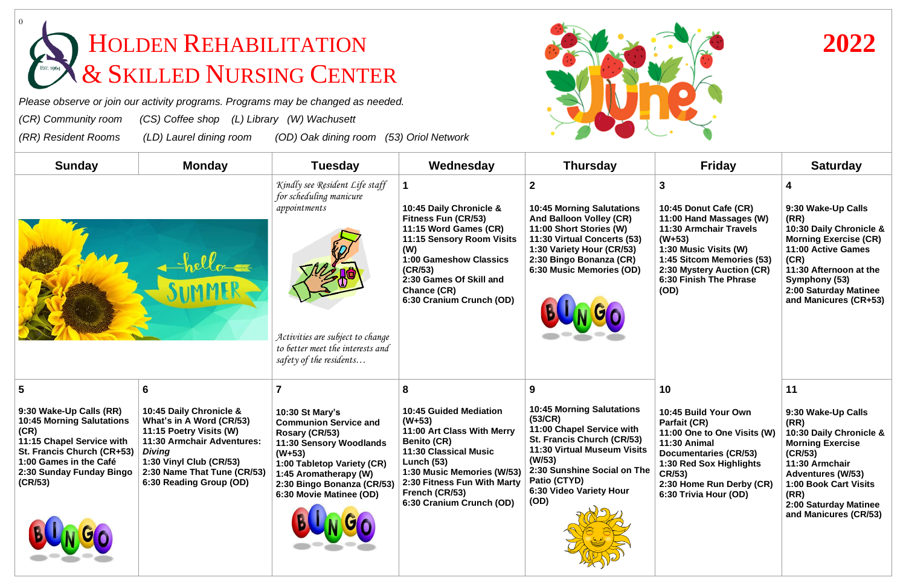# Holden Rehabilitation & Skilled Nursing Center

# 2022 June

*Please observe or join our activity programs. Programs may be changed as needed.*

*(CR) Community room (CS) Coffee shop (L) Library (W) Wachusett*

*(RR) Resident Rooms (LD) Laurel dining room (OD) Oak dining room (53) Oriol Network*

| Sunday | Monday | Tuesday | Wednesday | Thursday | Friday | Saturday |
|---|---|---|---|---|---|---|
| hello SUMMER | | *Kindly see Resident Life staff for scheduling manicure appointments* <br><br> *Activities are subject to change to better meet the interests and safety of the residents…* | **1** <br> **10:45 Daily Chronicle & Fitness Fun (CR/53)** <br> **11:15 Word Games (CR)** <br> **11:15 Sensory Room Visits (W)** <br> **1:00 Gameshow Classics (CR/53)** <br> **2:30 Games Of Skill and Chance (CR)** <br> **6:30 Cranium Crunch (OD)** | **2** <br> **10:45 Morning Salutations And Balloon Volley (CR)** <br> **11:00 Short Stories (W)** <br> **11:30 Virtual Concerts (53)** <br> **1:30 Variety Hour (CR/53)** <br> **2:30 Bingo Bonanza (CR)** <br> **6:30 Music Memories (OD)** | **3** <br> **10:45 Donut Cafe (CR)** <br> **11:00 Hand Massages (W)** <br> **11:30 Armchair Travels (W+53)** <br> **1:30 Music Visits (W)** <br> **1:45 Sitcom Memories (53)** <br> **2:30 Mystery Auction (CR)** <br> **6:30 Finish The Phrase (OD)** | **4** <br> **9:30 Wake-Up Calls (RR)** <br> **10:30 Daily Chronicle & Morning Exercise (CR)** <br> **11:00 Active Games (CR)** <br> **11:30 Afternoon at the Symphony (53)** <br> **2:00 Saturday Matinee and Manicures (CR+53)** |
| **5** <br> **9:30 Wake-Up Calls (RR)** <br> **10:45 Morning Salutations (CR)** <br> **11:15 Chapel Service with St. Francis Church (CR+53)** <br> **1:00 Games in the Café** <br> **2:30 Sunday Funday Bingo (CR/53)** | **6** <br> **10:45 Daily Chronicle & What's in A Word (CR/53)** <br> **11:15 Poetry Visits (W)** <br> **11:30 Armchair Adventures: *Diving*** <br> **1:30 Vinyl Club (CR/53)** <br> **2:30 Name That Tune (CR/53)** <br> **6:30 Reading Group (OD)** | **7** <br> **10:30 St Mary's Communion Service and Rosary (CR/53)** <br> **11:30 Sensory Woodlands (W+53)** <br> **1:00 Tabletop Variety (CR)** <br> **1:45 Aromatherapy (W)** <br> **2:30 Bingo Bonanza (CR/53)** <br> **6:30 Movie Matinee (OD)** | **8** <br> **10:45 Guided Mediation (W+53)** <br> **11:00 Art Class With Merry Benito (CR)** <br> **11:30 Classical Music Lunch (53)** <br> **1:30 Music Memories (W/53)** <br> **2:30 Fitness Fun With Marty French (CR/53)** <br> **6:30 Cranium Crunch (OD)** | **9** <br> **10:45 Morning Salutations (53/CR)** <br> **11:00 Chapel Service with St. Francis Church (CR/53)** <br> **11:30 Virtual Museum Visits (W/53)** <br> **2:30 Sunshine Social on The Patio (CTYD)** <br> **6:30 Video Variety Hour (OD)** | **10** <br> **10:45 Build Your Own Parfait (CR)** <br> **11:00 One to One Visits (W)** <br> **11:30 Animal Documentaries (CR/53)** <br> **1:30 Red Sox Highlights CR/53)** <br> **2:30 Home Run Derby (CR)** <br> **6:30 Trivia Hour (OD)** | **11** <br> **9:30 Wake-Up Calls (RR)** <br> **10:30 Daily Chronicle & Morning Exercise (CR/53)** <br> **11:30 Armchair Adventures (W/53)** <br> **1:00 Book Cart Visits (RR)** <br> **2:00 Saturday Matinee and Manicures (CR/53)** |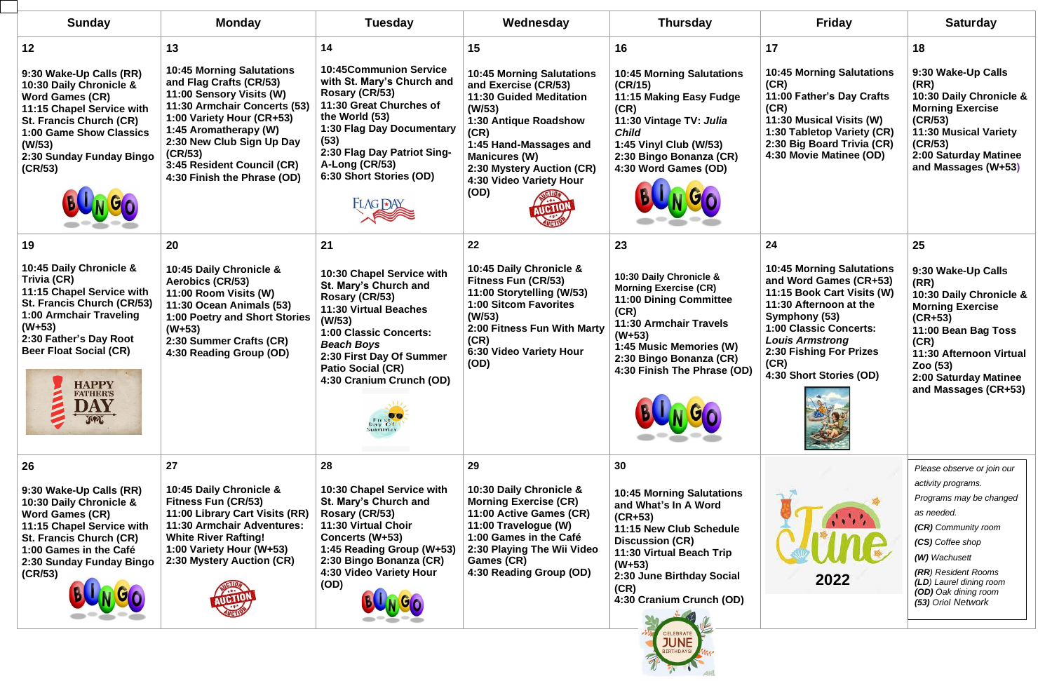| Sunday | Monday | Tuesday | Wednesday | Thursday | Friday | Saturday |
|---|---|---|---|---|---|---|
| **12**<br>9:30 Wake-Up Calls (RR)<br>10:30 Daily Chronicle & Word Games (CR)<br>11:15 Chapel Service with St. Francis Church (CR)<br>1:00 Game Show Classics (W/53)<br>2:30 Sunday Funday Bingo (CR/53) | **13**<br>10:45 Morning Salutations and Flag Crafts (CR/53)<br>11:00 Sensory Visits (W)<br>11:30 Armchair Concerts (53)<br>1:00 Variety Hour (CR+53)<br>1:45 Aromatherapy (W)<br>2:30 New Club Sign Up Day (CR/53)<br>3:45 Resident Council (CR)<br>4:30 Finish the Phrase (OD) | **14**<br>10:45Communion Service with St. Mary's Church and Rosary (CR/53)<br>11:30 Great Churches of the World (53)<br>1:30 Flag Day Documentary (53)<br>2:30 Flag Day Patriot Sing-A-Long (CR/53)<br>6:30 Short Stories (OD) | **15**<br>10:45 Morning Salutations and Exercise (CR/53)<br>11:30 Guided Meditation (W/53)<br>1:30 Antique Roadshow (CR)<br>1:45 Hand-Massages and Manicures (W)<br>2:30 Mystery Auction (CR)<br>4:30 Video Variety Hour (OD) | **16**<br>10:45 Morning Salutations (CR/15)<br>11:15 Making Easy Fudge (CR)<br>11:30 Vintage TV: *Julia Child*<br>1:45 Vinyl Club (W/53)<br>2:30 Bingo Bonanza (CR)<br>4:30 Word Games (OD) | **17**<br>10:45 Morning Salutations (CR)<br>11:00 Father's Day Crafts (CR)<br>11:30 Musical Visits (W)<br>1:30 Tabletop Variety (CR)<br>2:30 Big Board Trivia (CR)<br>4:30 Movie Matinee (OD) | **18**<br>9:30 Wake-Up Calls (RR)<br>10:30 Daily Chronicle & Morning Exercise (CR/53)<br>11:30 Musical Variety (CR/53)<br>2:00 Saturday Matinee and Massages (W+53) |
| **19**<br>10:45 Daily Chronicle & Trivia (CR)<br>11:15 Chapel Service with St. Francis Church (CR/53)<br>1:00 Armchair Traveling (W+53)<br>2:30 Father's Day Root Beer Float Social (CR) | **20**<br>10:45 Daily Chronicle & Aerobics (CR/53)<br>11:00 Room Visits (W)<br>11:30 Ocean Animals (53)<br>1:00 Poetry and Short Stories (W+53)<br>2:30 Summer Crafts (CR)<br>4:30 Reading Group (OD) | **21**<br>10:30 Chapel Service with St. Mary's Church and Rosary (CR/53)<br>11:30 Virtual Beaches (W/53)<br>1:00 Classic Concerts: *Beach Boys*<br>2:30 First Day Of Summer Patio Social (CR)<br>4:30 Cranium Crunch (OD) | **22**<br>10:45 Daily Chronicle & Fitness Fun (CR/53)<br>11:00 Storytelling (W/53)<br>1:00 Sitcom Favorites (W/53)<br>2:00 Fitness Fun With Marty (CR)<br>6:30 Video Variety Hour (OD) | **23**<br>10:30 Daily Chronicle & Morning Exercise (CR)<br>11:00 Dining Committee (CR)<br>11:30 Armchair Travels (W+53)<br>1:45 Music Memories (W)<br>2:30 Bingo Bonanza (CR)<br>4:30 Finish The Phrase (OD) | **24**<br>10:45 Morning Salutations and Word Games (CR+53)<br>11:15 Book Cart Visits (W)<br>11:30 Afternoon at the Symphony (53)<br>1:00 Classic Concerts: *Louis Armstrong*<br>2:30 Fishing For Prizes (CR)<br>4:30 Short Stories (OD) | **25**<br>9:30 Wake-Up Calls (RR)<br>10:30 Daily Chronicle & Morning Exercise (CR+53)<br>11:00 Bean Bag Toss (CR)<br>11:30 Afternoon Virtual Zoo (53)<br>2:00 Saturday Matinee and Massages (CR+53) |
| **26**<br>9:30 Wake-Up Calls (RR)<br>10:30 Daily Chronicle & Word Games (CR)<br>11:15 Chapel Service with St. Francis Church (CR)<br>1:00 Games in the Café<br>2:30 Sunday Funday Bingo (CR/53) | **27**<br>10:45 Daily Chronicle & Fitness Fun (CR/53)<br>11:00 Library Cart Visits (RR)<br>11:30 Armchair Adventures: White River Rafting!<br>1:00 Variety Hour (W+53)<br>2:30 Mystery Auction (CR) | **28**<br>10:30 Chapel Service with St. Mary's Church and Rosary (CR/53)<br>11:30 Virtual Choir Concerts (W+53)<br>1:45 Reading Group (W+53)<br>2:30 Bingo Bonanza (CR)<br>4:30 Video Variety Hour (OD) | **29**<br>10:30 Daily Chronicle & Morning Exercise (CR)<br>11:00 Active Games (CR)<br>11:00 Travelogue (W)<br>1:00 Games in the Café<br>2:30 Playing The Wii Video Games (CR)<br>4:30 Reading Group (OD) | **30**<br>10:45 Morning Salutations and What's In A Word (CR+53)<br>11:15 New Club Schedule Discussion (CR)<br>11:30 Virtual Beach Trip (W+53)<br>2:30 June Birthday Social (CR)<br>4:30 Cranium Crunch (OD) | June 2022 | *Please observe or join our activity programs.*<br>*Programs may be changed as needed.*<br>***(CR)** Community room*<br>***(CS)** Coffee shop*<br>***(W)** Wachusett*<br>***(RR)** Resident Rooms*<br>***(LD)** Laurel dining room*<br>***(OD)** Oak dining room*<br>***(53)** Oriol Network* |